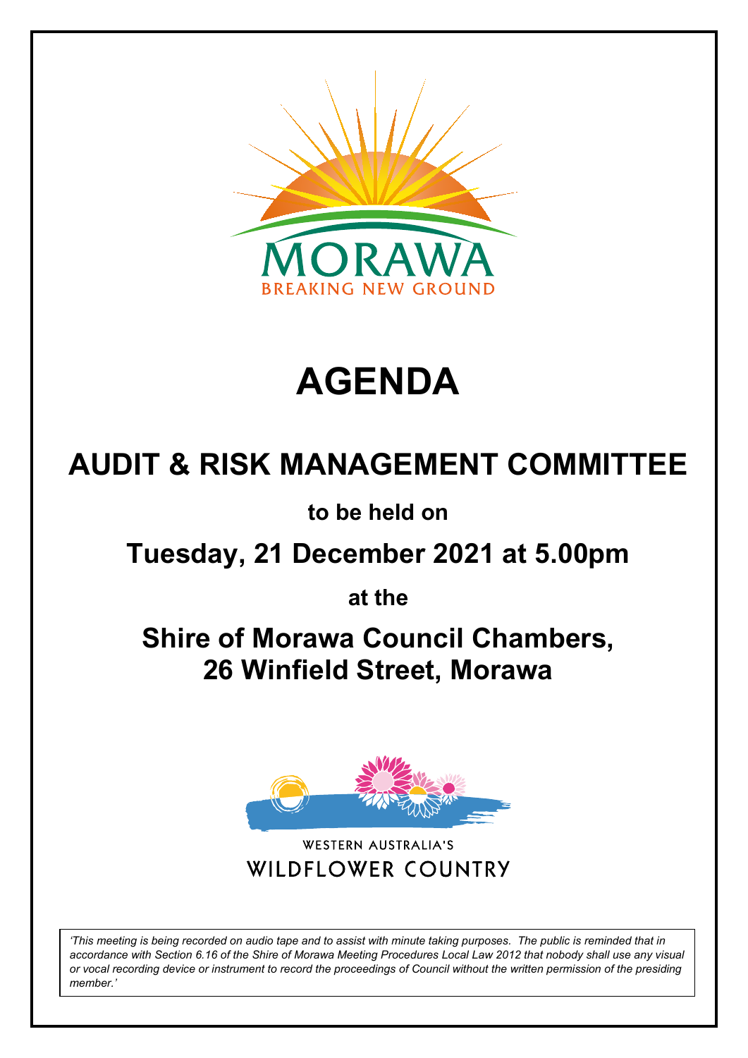MORAWA

BREAKING NEW GROUND

# AGENDA

## AUDIT & RISK MANAGEMENT COMMITTEE

**to be held on**

## Tuesday, 21 December 2021 at 5.00pm

**at the**

## Shire of Morawa Council Chambers, 26 Winfield Street, Morawa

WESTERN AUSTRALIA'S

WILDFLOWER COUNTRY

*'This meeting is being recorded on audio tape and to assist with minute taking purposes. The public is reminded that in accordance with Section 6.16 of the Shire of Morawa Meeting Procedures Local Law 2012 that nobody shall use any visual or vocal recording device or instrument to record the proceedings of Council without the written permission of the presiding member.'*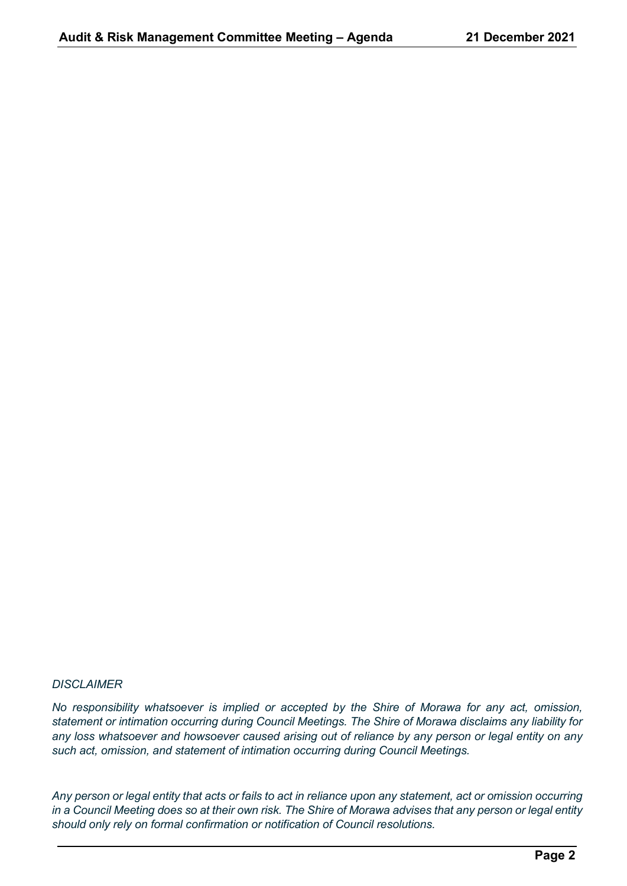*DISCLAIMER*

*No responsibility whatsoever is implied or accepted by the Shire of Morawa for any act, omission, statement or intimation occurring during Council Meetings. The Shire of Morawa disclaims any liability for any loss whatsoever and howsoever caused arising out of reliance by any person or legal entity on any such act, omission, and statement of intimation occurring during Council Meetings.*

*Any person or legal entity that acts or fails to act in reliance upon any statement, act or omission occurring in a Council Meeting does so at their own risk. The Shire of Morawa advises that any person or legal entity should only rely on formal confirmation or notification of Council resolutions.*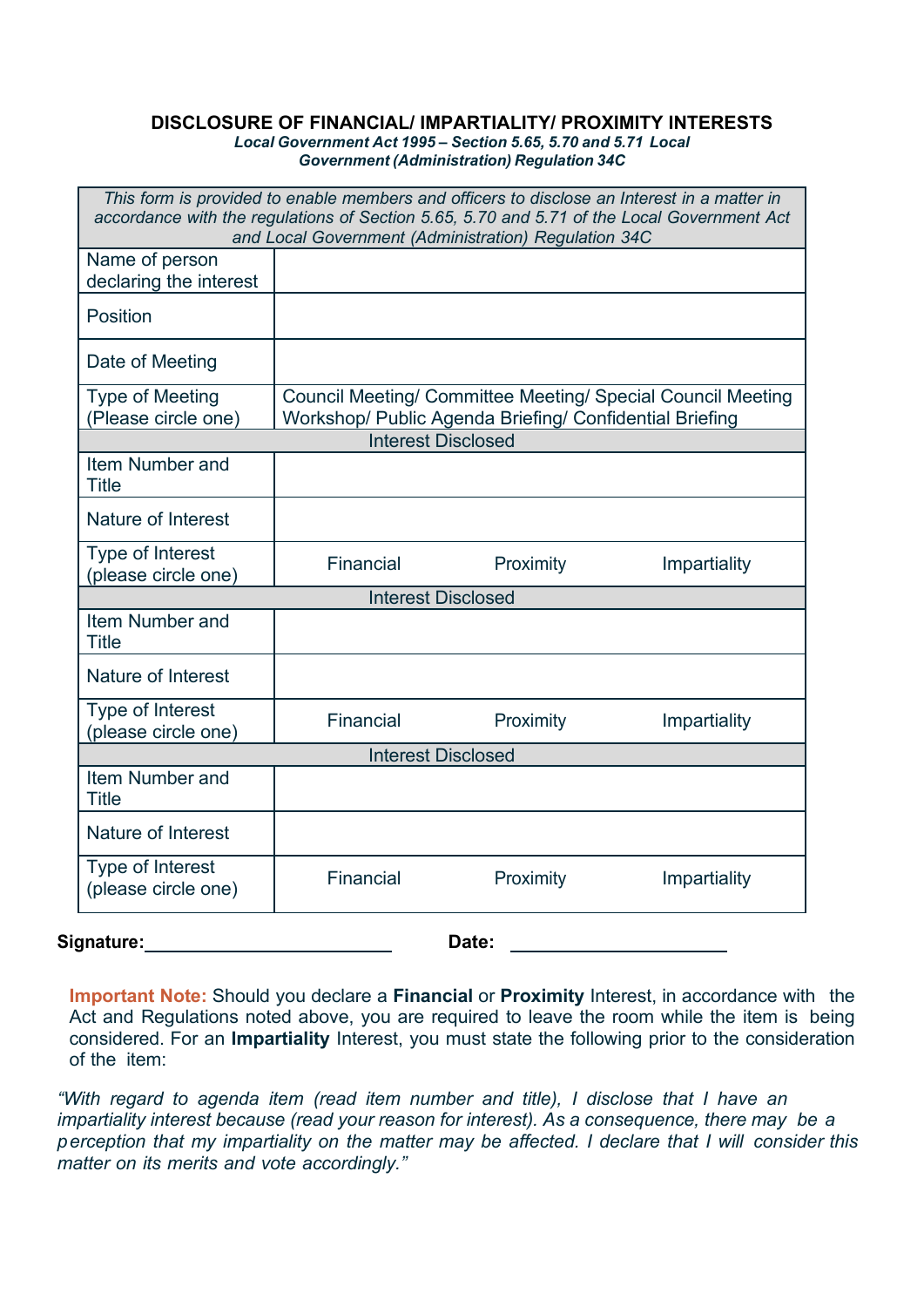# DISCLOSURE OF FINANCIAL/ IMPARTIALITY/ PROXIMITY INTERESTS

***Local Government Act 1995 – Section 5.65, 5.70 and 5.71 Local Government (Administration) Regulation 34C***

| *This form is provided to enable members and officers to disclose an Interest in a matter in accordance with the regulations of Section 5.65, 5.70 and 5.71 of the Local Government Act and Local Government (Administration) Regulation 34C* | | | |
|---|---|---|---|
| Name of person declaring the interest | | | |
| Position | | | |
| Date of Meeting | | | |
| Type of Meeting (Please circle one) | Council Meeting/ Committee Meeting/ Special Council Meeting Workshop/ Public Agenda Briefing/ Confidential Briefing | | |
| Interest Disclosed | | | |
| Item Number and Title | | | |
| Nature of Interest | | | |
| Type of Interest (please circle one) | Financial | Proximity | Impartiality |
| Interest Disclosed | | | |
| Item Number and Title | | | |
| Nature of Interest | | | |
| Type of Interest (please circle one) | Financial | Proximity | Impartiality |
| Interest Disclosed | | | |
| Item Number and Title | | | |
| Nature of Interest | | | |
| Type of Interest (please circle one) | Financial | Proximity | Impartiality |

**Signature:**\_\_\_\_\_\_\_\_\_\_\_\_\_\_\_\_\_\_\_\_\_\_\_\_ **Date:** \_\_\_\_\_\_\_\_\_\_\_\_\_\_\_\_\_\_\_\_\_\_

**Important Note:** Should you declare a **Financial** or **Proximity** Interest, in accordance with the Act and Regulations noted above, you are required to leave the room while the item is being considered. For an **Impartiality** Interest, you must state the following prior to the consideration of the item:

*"With regard to agenda item (read item number and title), I disclose that I have an impartiality interest because (read your reason for interest). As a consequence, there may be a perception that my impartiality on the matter may be affected. I declare that I will consider this matter on its merits and vote accordingly."*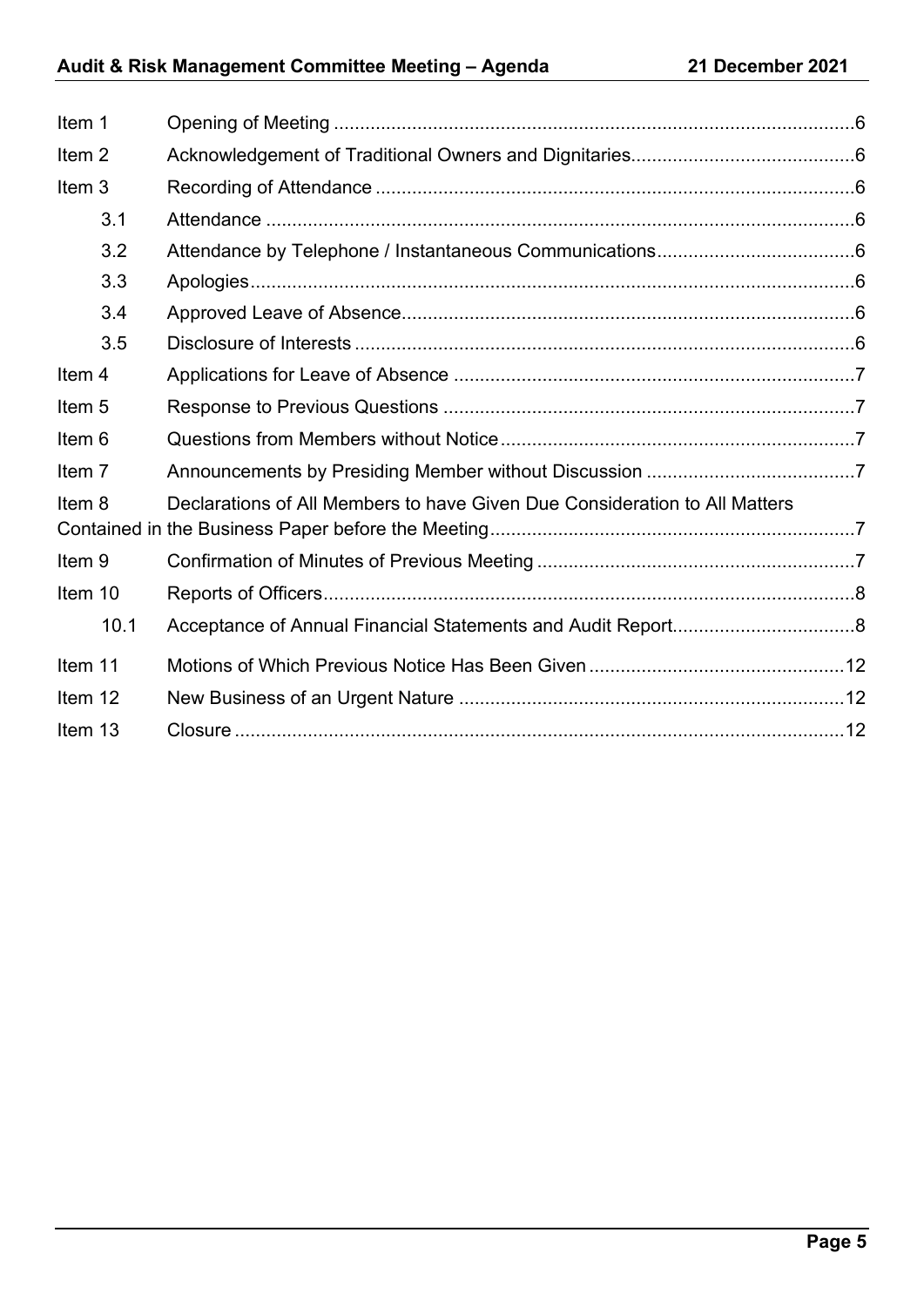| | | |
|---|---|---|
| Item 1 | Opening of Meeting | 6 |
| Item 2 | Acknowledgement of Traditional Owners and Dignitaries | 6 |
| Item 3 | Recording of Attendance | 6 |
| 3.1 | Attendance | 6 |
| 3.2 | Attendance by Telephone / Instantaneous Communications | 6 |
| 3.3 | Apologies | 6 |
| 3.4 | Approved Leave of Absence | 6 |
| 3.5 | Disclosure of Interests | 6 |
| Item 4 | Applications for Leave of Absence | 7 |
| Item 5 | Response to Previous Questions | 7 |
| Item 6 | Questions from Members without Notice | 7 |
| Item 7 | Announcements by Presiding Member without Discussion | 7 |
| Item 8 | Declarations of All Members to have Given Due Consideration to All Matters Contained in the Business Paper before the Meeting | 7 |
| Item 9 | Confirmation of Minutes of Previous Meeting | 7 |
| Item 10 | Reports of Officers | 8 |
| 10.1 | Acceptance of Annual Financial Statements and Audit Report | 8 |
| Item 11 | Motions of Which Previous Notice Has Been Given | 12 |
| Item 12 | New Business of an Urgent Nature | 12 |
| Item 13 | Closure | 12 |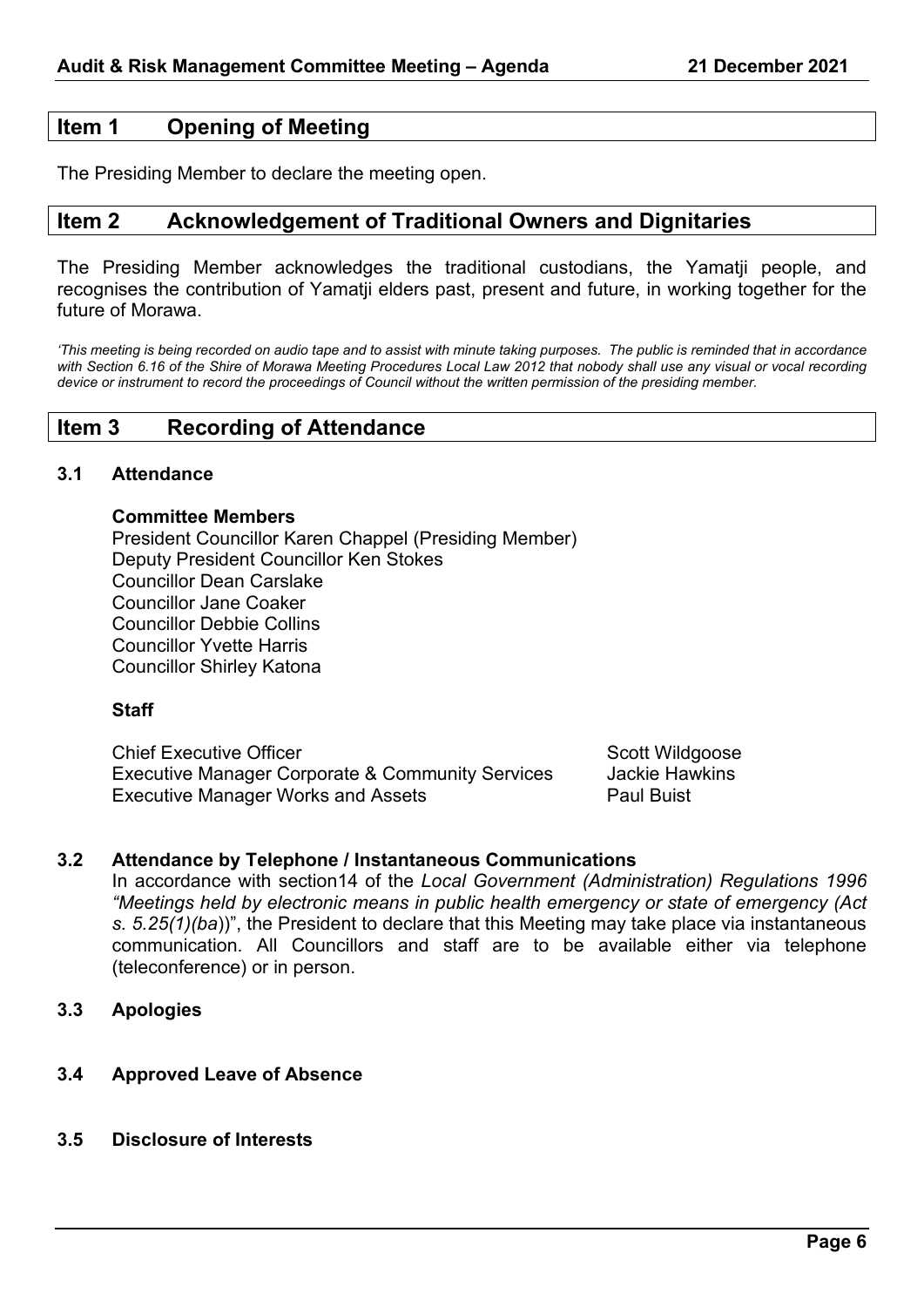## Item 1 Opening of Meeting

The Presiding Member to declare the meeting open.

## Item 2 Acknowledgement of Traditional Owners and Dignitaries

The Presiding Member acknowledges the traditional custodians, the Yamatji people, and recognises the contribution of Yamatji elders past, present and future, in working together for the future of Morawa.

*'This meeting is being recorded on audio tape and to assist with minute taking purposes. The public is reminded that in accordance with Section 6.16 of the Shire of Morawa Meeting Procedures Local Law 2012 that nobody shall use any visual or vocal recording device or instrument to record the proceedings of Council without the written permission of the presiding member.*

## Item 3 Recording of Attendance

### 3.1 Attendance

**Committee Members**
President Councillor Karen Chappel (Presiding Member)
Deputy President Councillor Ken Stokes
Councillor Dean Carslake
Councillor Jane Coaker
Councillor Debbie Collins
Councillor Yvette Harris
Councillor Shirley Katona

**Staff**

| | |
|---|---|
| Chief Executive Officer | Scott Wildgoose |
| Executive Manager Corporate & Community Services | Jackie Hawkins |
| Executive Manager Works and Assets | Paul Buist |

### 3.2 Attendance by Telephone / Instantaneous Communications

In accordance with section14 of the *Local Government (Administration) Regulations 1996 "Meetings held by electronic means in public health emergency or state of emergency (Act s. 5.25(1)(ba*))", the President to declare that this Meeting may take place via instantaneous communication. All Councillors and staff are to be available either via telephone (teleconference) or in person.

### 3.3 Apologies

### 3.4 Approved Leave of Absence

### 3.5 Disclosure of Interests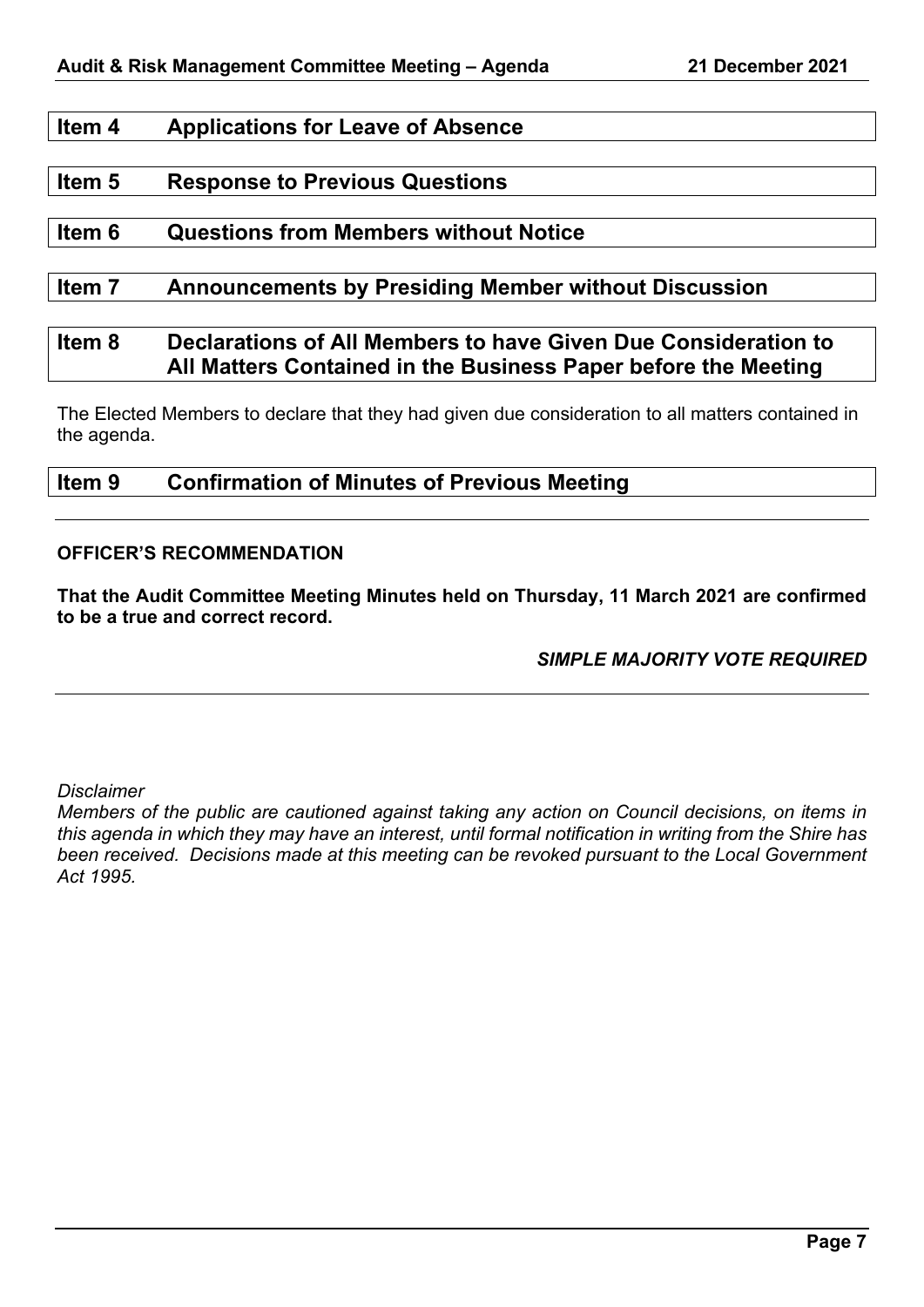## Item 4 Applications for Leave of Absence

## Item 5 Response to Previous Questions

## Item 6 Questions from Members without Notice

## Item 7 Announcements by Presiding Member without Discussion

## Item 8 Declarations of All Members to have Given Due Consideration to All Matters Contained in the Business Paper before the Meeting

The Elected Members to declare that they had given due consideration to all matters contained in the agenda.

## Item 9 Confirmation of Minutes of Previous Meeting

---

**OFFICER'S RECOMMENDATION**

**That the Audit Committee Meeting Minutes held on Thursday, 11 March 2021 are confirmed to be a true and correct record.**

***SIMPLE MAJORITY VOTE REQUIRED***

---

*Disclaimer*

*Members of the public are cautioned against taking any action on Council decisions, on items in this agenda in which they may have an interest, until formal notification in writing from the Shire has been received. Decisions made at this meeting can be revoked pursuant to the Local Government Act 1995.*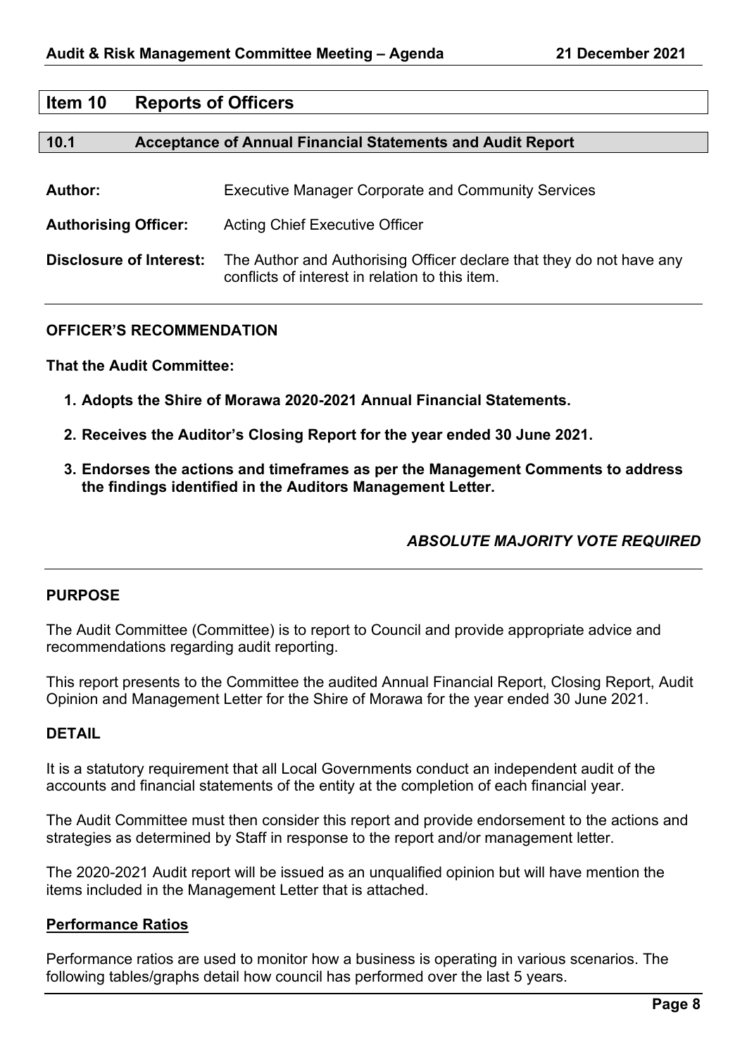## Item 10 Reports of Officers

### 10.1 Acceptance of Annual Financial Statements and Audit Report

| | |
|---|---|
| **Author:** | Executive Manager Corporate and Community Services |
| **Authorising Officer:** | Acting Chief Executive Officer |
| **Disclosure of Interest:** | The Author and Authorising Officer declare that they do not have any conflicts of interest in relation to this item. |

**OFFICER'S RECOMMENDATION**

**That the Audit Committee:**

1. **Adopts the Shire of Morawa 2020-2021 Annual Financial Statements.**
2. **Receives the Auditor's Closing Report for the year ended 30 June 2021.**
3. **Endorses the actions and timeframes as per the Management Comments to address the findings identified in the Auditors Management Letter.**

***ABSOLUTE MAJORITY VOTE REQUIRED***

**PURPOSE**

The Audit Committee (Committee) is to report to Council and provide appropriate advice and recommendations regarding audit reporting.

This report presents to the Committee the audited Annual Financial Report, Closing Report, Audit Opinion and Management Letter for the Shire of Morawa for the year ended 30 June 2021.

**DETAIL**

It is a statutory requirement that all Local Governments conduct an independent audit of the accounts and financial statements of the entity at the completion of each financial year.

The Audit Committee must then consider this report and provide endorsement to the actions and strategies as determined by Staff in response to the report and/or management letter.

The 2020-2021 Audit report will be issued as an unqualified opinion but will have mention the items included in the Management Letter that is attached.

**Performance Ratios**

Performance ratios are used to monitor how a business is operating in various scenarios. The following tables/graphs detail how council has performed over the last 5 years.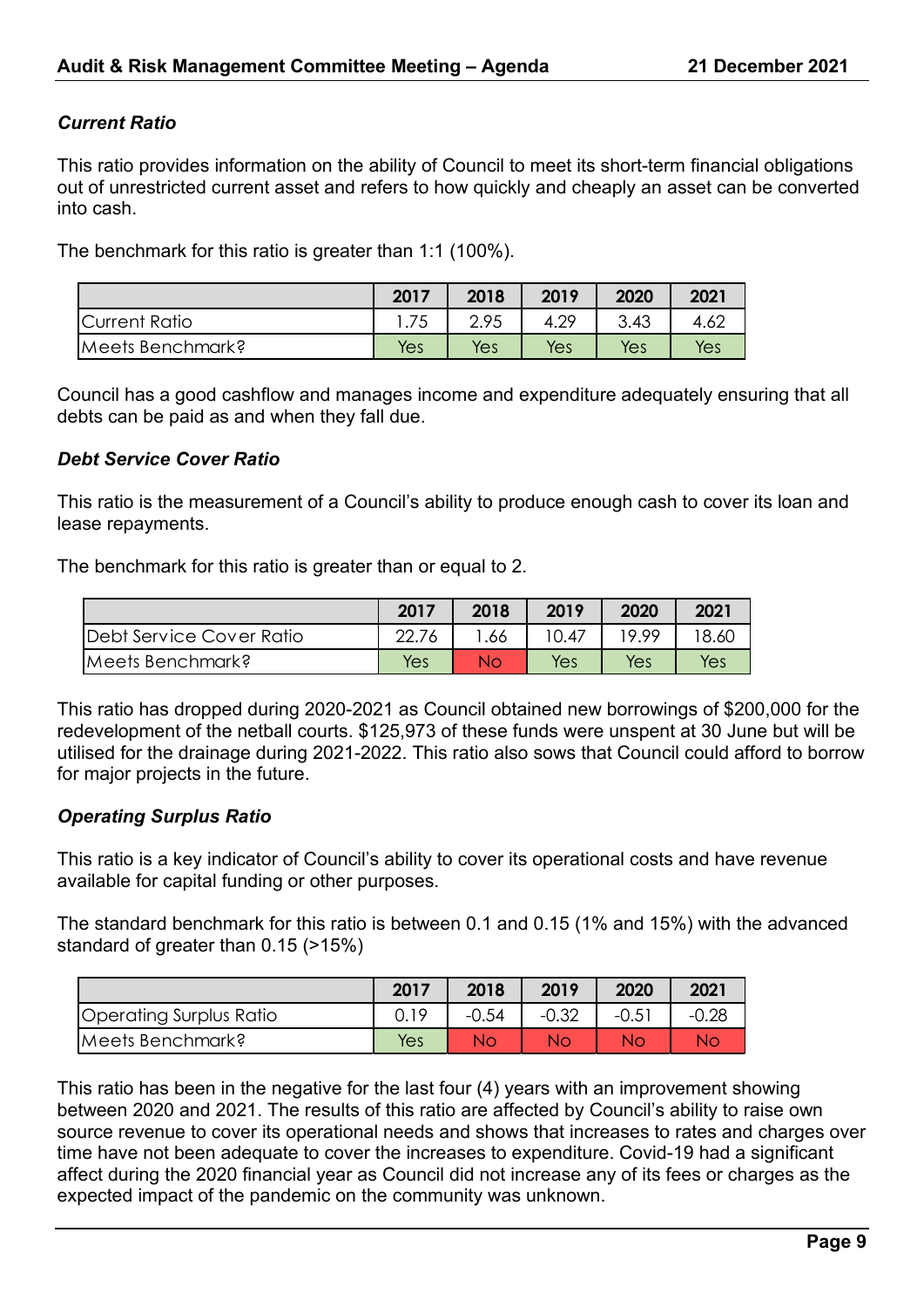### *Current Ratio*

This ratio provides information on the ability of Council to meet its short-term financial obligations out of unrestricted current asset and refers to how quickly and cheaply an asset can be converted into cash.

The benchmark for this ratio is greater than 1:1 (100%).

| | 2017 | 2018 | 2019 | 2020 | 2021 |
|---|---|---|---|---|---|
| Current Ratio | 1.75 | 2.95 | 4.29 | 3.43 | 4.62 |
| Meets Benchmark? | Yes | Yes | Yes | Yes | Yes |

Council has a good cashflow and manages income and expenditure adequately ensuring that all debts can be paid as and when they fall due.

### *Debt Service Cover Ratio*

This ratio is the measurement of a Council's ability to produce enough cash to cover its loan and lease repayments.

The benchmark for this ratio is greater than or equal to 2.

| | 2017 | 2018 | 2019 | 2020 | 2021 |
|---|---|---|---|---|---|
| Debt Service Cover Ratio | 22.76 | 1.66 | 10.47 | 19.99 | 18.60 |
| Meets Benchmark? | Yes | No | Yes | Yes | Yes |

This ratio has dropped during 2020-2021 as Council obtained new borrowings of $200,000 for the redevelopment of the netball courts. $125,973 of these funds were unspent at 30 June but will be utilised for the drainage during 2021-2022. This ratio also sows that Council could afford to borrow for major projects in the future.

### *Operating Surplus Ratio*

This ratio is a key indicator of Council's ability to cover its operational costs and have revenue available for capital funding or other purposes.

The standard benchmark for this ratio is between 0.1 and 0.15 (1% and 15%) with the advanced standard of greater than 0.15 (>15%)

| | 2017 | 2018 | 2019 | 2020 | 2021 |
|---|---|---|---|---|---|
| Operating Surplus Ratio | 0.19 | -0.54 | -0.32 | -0.51 | -0.28 |
| Meets Benchmark? | Yes | No | No | No | No |

This ratio has been in the negative for the last four (4) years with an improvement showing between 2020 and 2021. The results of this ratio are affected by Council's ability to raise own source revenue to cover its operational needs and shows that increases to rates and charges over time have not been adequate to cover the increases to expenditure. Covid-19 had a significant affect during the 2020 financial year as Council did not increase any of its fees or charges as the expected impact of the pandemic on the community was unknown.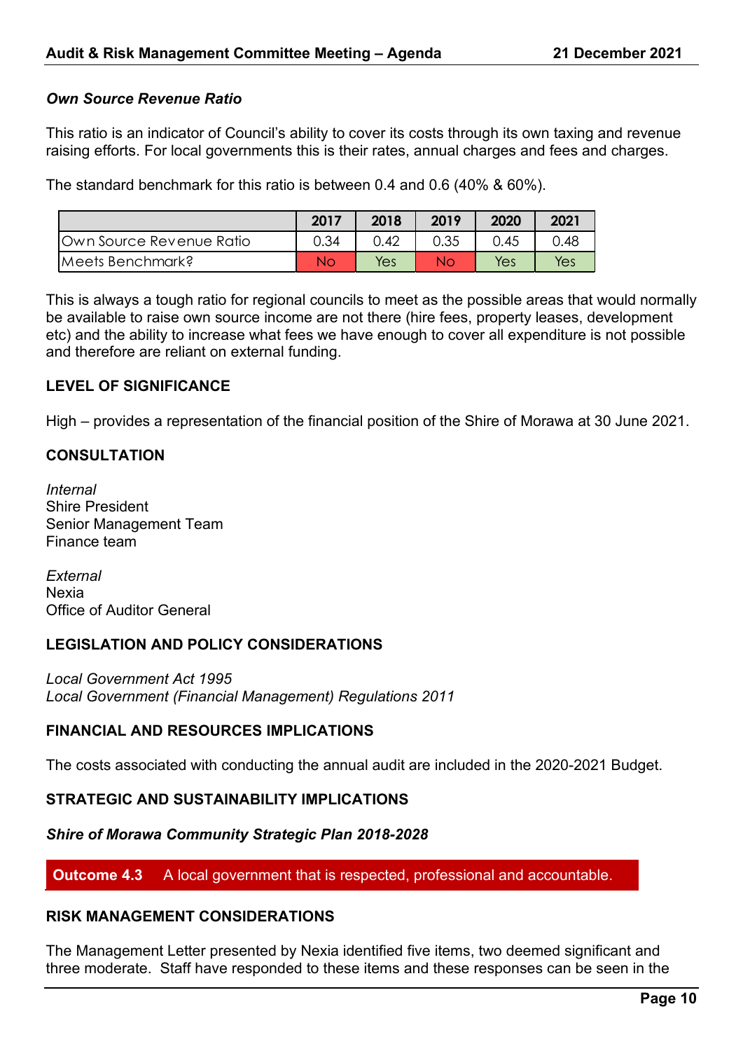***Own Source Revenue Ratio***

This ratio is an indicator of Council's ability to cover its costs through its own taxing and revenue raising efforts. For local governments this is their rates, annual charges and fees and charges.

The standard benchmark for this ratio is between 0.4 and 0.6 (40% & 60%).

| | 2017 | 2018 | 2019 | 2020 | 2021 |
|---|---|---|---|---|---|
| Own Source Revenue Ratio | 0.34 | 0.42 | 0.35 | 0.45 | 0.48 |
| Meets Benchmark? | No | Yes | No | Yes | Yes |

This is always a tough ratio for regional councils to meet as the possible areas that would normally be available to raise own source income are not there (hire fees, property leases, development etc) and the ability to increase what fees we have enough to cover all expenditure is not possible and therefore are reliant on external funding.

**LEVEL OF SIGNIFICANCE**

High – provides a representation of the financial position of the Shire of Morawa at 30 June 2021.

**CONSULTATION**

*Internal*
Shire President
Senior Management Team
Finance team

*External*
Nexia
Office of Auditor General

**LEGISLATION AND POLICY CONSIDERATIONS**

*Local Government Act 1995*
*Local Government (Financial Management) Regulations 2011*

**FINANCIAL AND RESOURCES IMPLICATIONS**

The costs associated with conducting the annual audit are included in the 2020-2021 Budget.

**STRATEGIC AND SUSTAINABILITY IMPLICATIONS**

***Shire of Morawa Community Strategic Plan 2018-2028***

**Outcome 4.3** A local government that is respected, professional and accountable.

**RISK MANAGEMENT CONSIDERATIONS**

The Management Letter presented by Nexia identified five items, two deemed significant and three moderate. Staff have responded to these items and these responses can be seen in the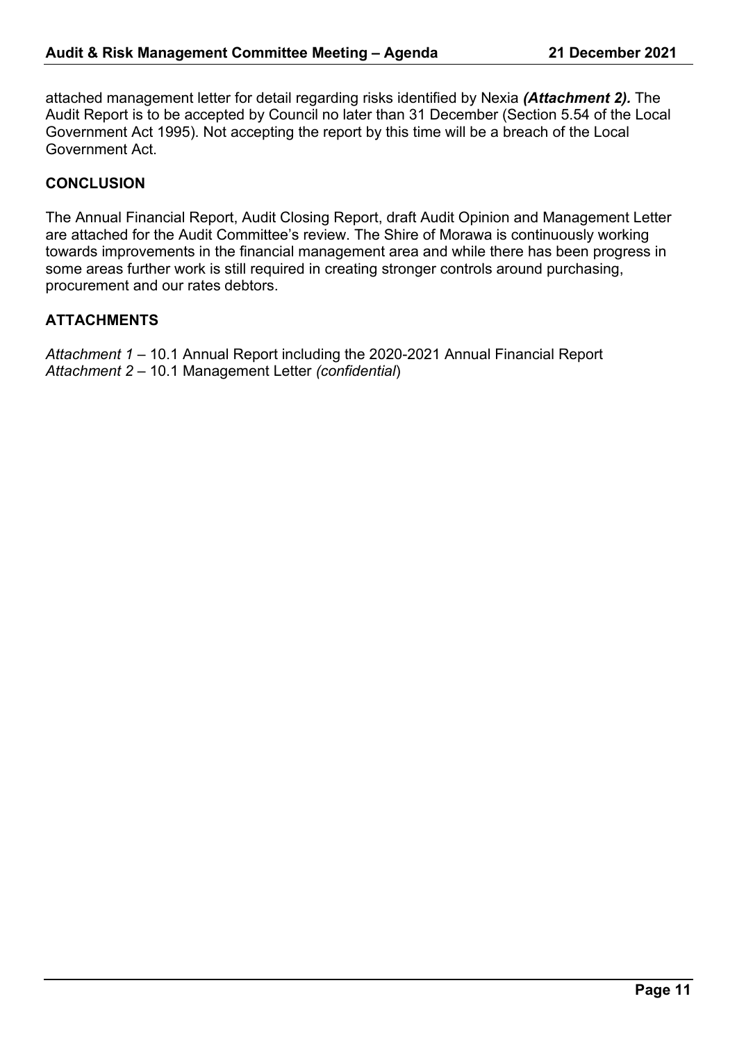attached management letter for detail regarding risks identified by Nexia ***(Attachment 2).*** The Audit Report is to be accepted by Council no later than 31 December (Section 5.54 of the Local Government Act 1995). Not accepting the report by this time will be a breach of the Local Government Act.

**CONCLUSION**

The Annual Financial Report, Audit Closing Report, draft Audit Opinion and Management Letter are attached for the Audit Committee's review. The Shire of Morawa is continuously working towards improvements in the financial management area and while there has been progress in some areas further work is still required in creating stronger controls around purchasing, procurement and our rates debtors.

**ATTACHMENTS**

*Attachment 1* – 10.1 Annual Report including the 2020-2021 Annual Financial Report
*Attachment 2* – 10.1 Management Letter *(confidential*)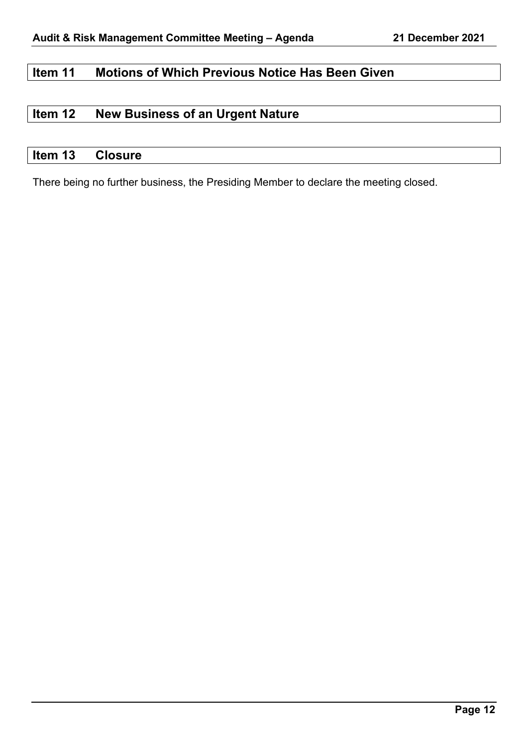## Item 11 Motions of Which Previous Notice Has Been Given

## Item 12 New Business of an Urgent Nature

## Item 13 Closure

There being no further business, the Presiding Member to declare the meeting closed.